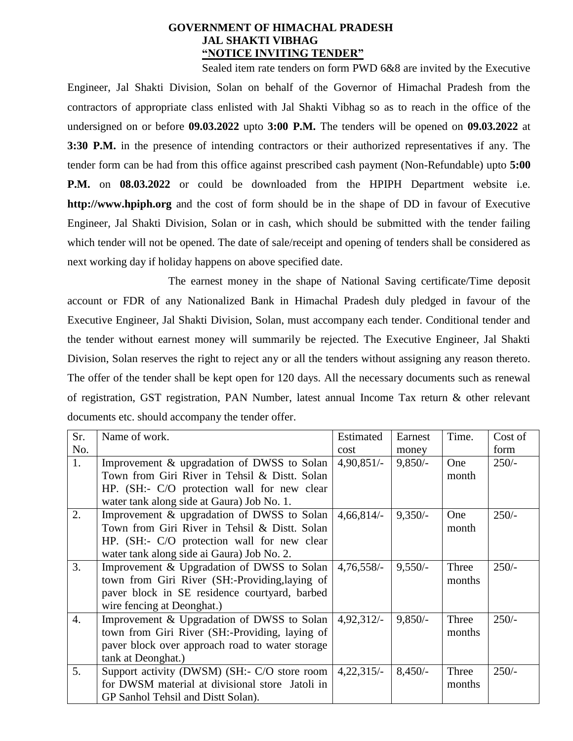**GOVERNMENT OF HIMACHAL PRADESH**
**JAL SHAKTI VIBHAG**
**"NOTICE INVITING TENDER"**

Sealed item rate tenders on form PWD 6&8 are invited by the Executive Engineer, Jal Shakti Division, Solan on behalf of the Governor of Himachal Pradesh from the contractors of appropriate class enlisted with Jal Shakti Vibhag so as to reach in the office of the undersigned on or before **09.03.2022** upto **3:00 P.M.** The tenders will be opened on **09.03.2022** at **3:30 P.M.** in the presence of intending contractors or their authorized representatives if any. The tender form can be had from this office against prescribed cash payment (Non-Refundable) upto **5:00 P.M.** on **08.03.2022** or could be downloaded from the HPIPH Department website i.e. **http://www.hpiph.org** and the cost of form should be in the shape of DD in favour of Executive Engineer, Jal Shakti Division, Solan or in cash, which should be submitted with the tender failing which tender will not be opened. The date of sale/receipt and opening of tenders shall be considered as next working day if holiday happens on above specified date.

The earnest money in the shape of National Saving certificate/Time deposit account or FDR of any Nationalized Bank in Himachal Pradesh duly pledged in favour of the Executive Engineer, Jal Shakti Division, Solan, must accompany each tender. Conditional tender and the tender without earnest money will summarily be rejected. The Executive Engineer, Jal Shakti Division, Solan reserves the right to reject any or all the tenders without assigning any reason thereto. The offer of the tender shall be kept open for 120 days. All the necessary documents such as renewal of registration, GST registration, PAN Number, latest annual Income Tax return & other relevant documents etc. should accompany the tender offer.

| Sr. No. | Name of work. | Estimated cost | Earnest money | Time. | Cost of form |
|---|---|---|---|---|---|
| 1. | Improvement & upgradation of DWSS to Solan Town from Giri River in Tehsil & Distt. Solan HP. (SH:- C/O protection wall for new clear water tank along side at Gaura) Job No. 1. | 4,90,851/- | 9,850/- | One month | 250/- |
| 2. | Improvement & upgradation of DWSS to Solan Town from Giri River in Tehsil & Distt. Solan HP. (SH:- C/O protection wall for new clear water tank along side ai Gaura) Job No. 2. | 4,66,814/- | 9,350/- | One month | 250/- |
| 3. | Improvement & Upgradation of DWSS to Solan town from Giri River (SH:-Providing,laying of paver block in SE residence courtyard, barbed wire fencing at Deonghat.) | 4,76,558/- | 9,550/- | Three months | 250/- |
| 4. | Improvement & Upgradation of DWSS to Solan town from Giri River (SH:-Providing, laying of paver block over approach road to water storage tank at Deonghat.) | 4,92,312/- | 9,850/- | Three months | 250/- |
| 5. | Support activity (DWSM) (SH:- C/O store room for DWSM material at divisional store Jatoli in GP Sanhol Tehsil and Distt Solan). | 4,22,315/- | 8,450/- | Three months | 250/- |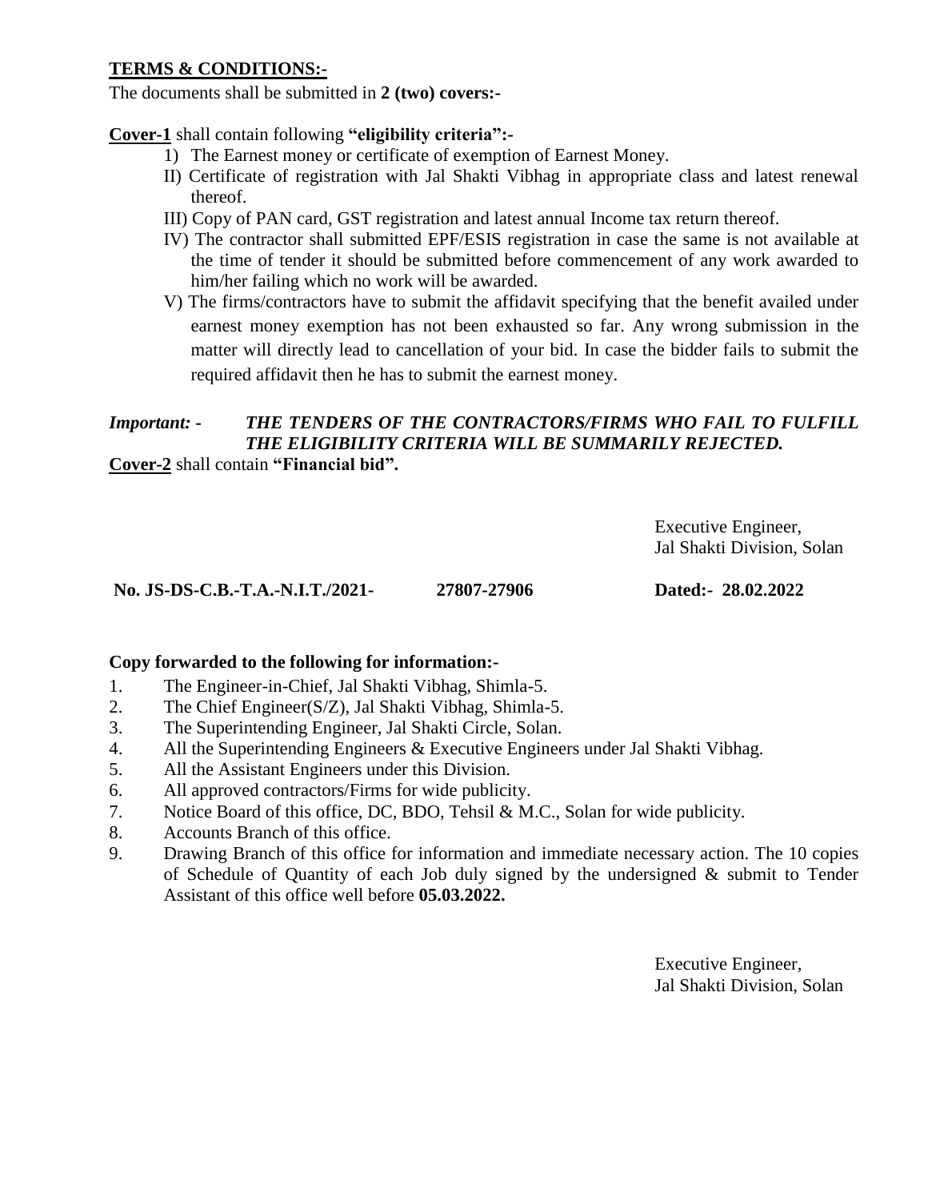**TERMS & CONDITIONS:-**

The documents shall be submitted in **2 (two) covers:-**

**Cover-1** shall contain following **"eligibility criteria":-**

1) The Earnest money or certificate of exemption of Earnest Money.

II) Certificate of registration with Jal Shakti Vibhag in appropriate class and latest renewal thereof.

III) Copy of PAN card, GST registration and latest annual Income tax return thereof.

IV) The contractor shall submitted EPF/ESIS registration in case the same is not available at the time of tender it should be submitted before commencement of any work awarded to him/her failing which no work will be awarded.

V) The firms/contractors have to submit the affidavit specifying that the benefit availed under earnest money exemption has not been exhausted so far. Any wrong submission in the matter will directly lead to cancellation of your bid. In case the bidder fails to submit the required affidavit then he has to submit the earnest money.

***Important: - THE TENDERS OF THE CONTRACTORS/FIRMS WHO FAIL TO FULFILL THE ELIGIBILITY CRITERIA WILL BE SUMMARILY REJECTED.***

**Cover-2** shall contain **"Financial bid".**

Executive Engineer,
Jal Shakti Division, Solan

**No. JS-DS-C.B.-T.A.-N.I.T./2021- 27807-27906 Dated:- 28.02.2022**

**Copy forwarded to the following for information:-**

1. The Engineer-in-Chief, Jal Shakti Vibhag, Shimla-5.
2. The Chief Engineer(S/Z), Jal Shakti Vibhag, Shimla-5.
3. The Superintending Engineer, Jal Shakti Circle, Solan.
4. All the Superintending Engineers & Executive Engineers under Jal Shakti Vibhag.
5. All the Assistant Engineers under this Division.
6. All approved contractors/Firms for wide publicity.
7. Notice Board of this office, DC, BDO, Tehsil & M.C., Solan for wide publicity.
8. Accounts Branch of this office.
9. Drawing Branch of this office for information and immediate necessary action. The 10 copies of Schedule of Quantity of each Job duly signed by the undersigned & submit to Tender Assistant of this office well before **05.03.2022.**

Executive Engineer,
Jal Shakti Division, Solan